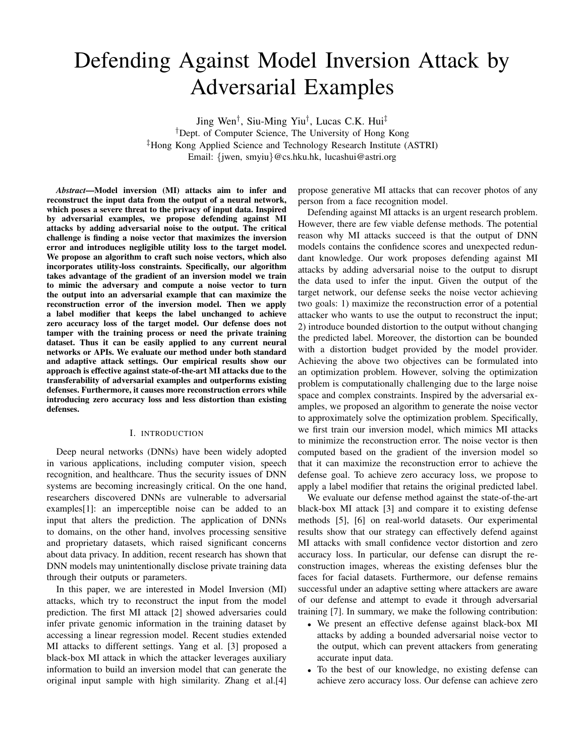# Defending Against Model Inversion Attack by Adversarial Examples

Jing Wen[†], Siu-Ming Yiu[†], Lucas C.K. Hui[‡]

[†]Dept. of Computer Science, The University of Hong Kong

[‡]Hong Kong Applied Science and Technology Research Institute (ASTRI)

Email: {jwen, smyiu}@cs.hku.hk, lucashui@astri.org

***Abstract*—Model inversion (MI) attacks aim to infer and reconstruct the input data from the output of a neural network, which poses a severe threat to the privacy of input data. Inspired by adversarial examples, we propose defending against MI attacks by adding adversarial noise to the output. The critical challenge is finding a noise vector that maximizes the inversion error and introduces negligible utility loss to the target model. We propose an algorithm to craft such noise vectors, which also incorporates utility-loss constraints. Specifically, our algorithm takes advantage of the gradient of an inversion model we train to mimic the adversary and compute a noise vector to turn the output into an adversarial example that can maximize the reconstruction error of the inversion model. Then we apply a label modifier that keeps the label unchanged to achieve zero accuracy loss of the target model. Our defense does not tamper with the training process or need the private training dataset. Thus it can be easily applied to any current neural networks or APIs. We evaluate our method under both standard and adaptive attack settings. Our empirical results show our approach is effective against state-of-the-art MI attacks due to the transferability of adversarial examples and outperforms existing defenses. Furthermore, it causes more reconstruction errors while introducing zero accuracy loss and less distortion than existing defenses.**

## I. INTRODUCTION

Deep neural networks (DNNs) have been widely adopted in various applications, including computer vision, speech recognition, and healthcare. Thus the security issues of DNN systems are becoming increasingly critical. On the one hand, researchers discovered DNNs are vulnerable to adversarial examples[1]: an imperceptible noise can be added to an input that alters the prediction. The application of DNNs to domains, on the other hand, involves processing sensitive and proprietary datasets, which raised significant concerns about data privacy. In addition, recent research has shown that DNN models may unintentionally disclose private training data through their outputs or parameters.

In this paper, we are interested in Model Inversion (MI) attacks, which try to reconstruct the input from the model prediction. The first MI attack [2] showed adversaries could infer private genomic information in the training dataset by accessing a linear regression model. Recent studies extended MI attacks to different settings. Yang et al. [3] proposed a black-box MI attack in which the attacker leverages auxiliary information to build an inversion model that can generate the original input sample with high similarity. Zhang et al.[4] propose generative MI attacks that can recover photos of any person from a face recognition model.

Defending against MI attacks is an urgent research problem. However, there are few viable defense methods. The potential reason why MI attacks succeed is that the output of DNN models contains the confidence scores and unexpected redundant knowledge. Our work proposes defending against MI attacks by adding adversarial noise to the output to disrupt the data used to infer the input. Given the output of the target network, our defense seeks the noise vector achieving two goals: 1) maximize the reconstruction error of a potential attacker who wants to use the output to reconstruct the input; 2) introduce bounded distortion to the output without changing the predicted label. Moreover, the distortion can be bounded with a distortion budget provided by the model provider. Achieving the above two objectives can be formulated into an optimization problem. However, solving the optimization problem is computationally challenging due to the large noise space and complex constraints. Inspired by the adversarial examples, we proposed an algorithm to generate the noise vector to approximately solve the optimization problem. Specifically, we first train our inversion model, which mimics MI attacks to minimize the reconstruction error. The noise vector is then computed based on the gradient of the inversion model so that it can maximize the reconstruction error to achieve the defense goal. To achieve zero accuracy loss, we propose to apply a label modifier that retains the original predicted label.

We evaluate our defense method against the state-of-the-art black-box MI attack [3] and compare it to existing defense methods [5], [6] on real-world datasets. Our experimental results show that our strategy can effectively defend against MI attacks with small confidence vector distortion and zero accuracy loss. In particular, our defense can disrupt the reconstruction images, whereas the existing defenses blur the faces for facial datasets. Furthermore, our defense remains successful under an adaptive setting where attackers are aware of our defense and attempt to evade it through adversarial training [7]. In summary, we make the following contribution:

- We present an effective defense against black-box MI attacks by adding a bounded adversarial noise vector to the output, which can prevent attackers from generating accurate input data.
- To the best of our knowledge, no existing defense can achieve zero accuracy loss. Our defense can achieve zero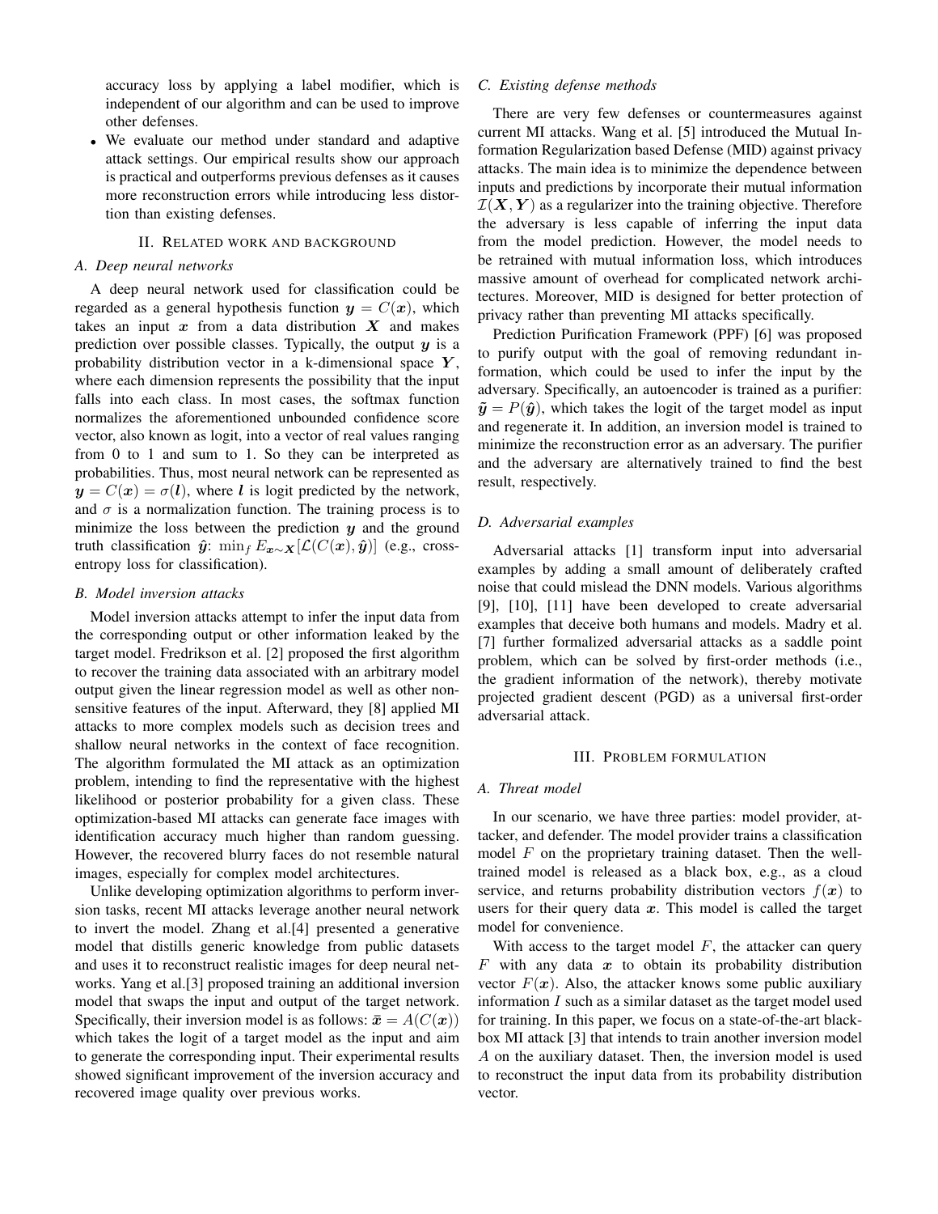accuracy loss by applying a label modifier, which is independent of our algorithm and can be used to improve other defenses.

- We evaluate our method under standard and adaptive attack settings. Our empirical results show our approach is practical and outperforms previous defenses as it causes more reconstruction errors while introducing less distortion than existing defenses.

## II. Related work and background

### A. Deep neural networks

A deep neural network used for classification could be regarded as a general hypothesis function $\boldsymbol{y} = C(\boldsymbol{x})$, which takes an input $\boldsymbol{x}$ from a data distribution $\boldsymbol{X}$ and makes prediction over possible classes. Typically, the output $\boldsymbol{y}$ is a probability distribution vector in a k-dimensional space $\boldsymbol{Y}$, where each dimension represents the possibility that the input falls into each class. In most cases, the softmax function normalizes the aforementioned unbounded confidence score vector, also known as logit, into a vector of real values ranging from 0 to 1 and sum to 1. So they can be interpreted as probabilities. Thus, most neural network can be represented as $\boldsymbol{y} = C(\boldsymbol{x}) = \sigma(\boldsymbol{l})$, where $\boldsymbol{l}$ is logit predicted by the network, and $\sigma$ is a normalization function. The training process is to minimize the loss between the prediction $\boldsymbol{y}$ and the ground truth classification $\hat{\boldsymbol{y}}$: $\min_f E_{\boldsymbol{x} \sim \boldsymbol{X}}[\mathcal{L}(C(\boldsymbol{x}), \hat{\boldsymbol{y}})]$ (e.g., cross-entropy loss for classification).

### B. Model inversion attacks

Model inversion attacks attempt to infer the input data from the corresponding output or other information leaked by the target model. Fredrikson et al. [2] proposed the first algorithm to recover the training data associated with an arbitrary model output given the linear regression model as well as other non-sensitive features of the input. Afterward, they [8] applied MI attacks to more complex models such as decision trees and shallow neural networks in the context of face recognition. The algorithm formulated the MI attack as an optimization problem, intending to find the representative with the highest likelihood or posterior probability for a given class. These optimization-based MI attacks can generate face images with identification accuracy much higher than random guessing. However, the recovered blurry faces do not resemble natural images, especially for complex model architectures.

Unlike developing optimization algorithms to perform inversion tasks, recent MI attacks leverage another neural network to invert the model. Zhang et al.[4] presented a generative model that distills generic knowledge from public datasets and uses it to reconstruct realistic images for deep neural networks. Yang et al.[3] proposed training an additional inversion model that swaps the input and output of the target network. Specifically, their inversion model is as follows: $\bar{\boldsymbol{x}} = A(C(\boldsymbol{x}))$ which takes the logit of a target model as the input and aim to generate the corresponding input. Their experimental results showed significant improvement of the inversion accuracy and recovered image quality over previous works.

### C. Existing defense methods

There are very few defenses or countermeasures against current MI attacks. Wang et al. [5] introduced the Mutual Information Regularization based Defense (MID) against privacy attacks. The main idea is to minimize the dependence between inputs and predictions by incorporate their mutual information $\mathcal{I}(\boldsymbol{X}, \boldsymbol{Y})$ as a regularizer into the training objective. Therefore the adversary is less capable of inferring the input data from the model prediction. However, the model needs to be retrained with mutual information loss, which introduces massive amount of overhead for complicated network architectures. Moreover, MID is designed for better protection of privacy rather than preventing MI attacks specifically.

Prediction Purification Framework (PPF) [6] was proposed to purify output with the goal of removing redundant information, which could be used to infer the input by the adversary. Specifically, an autoencoder is trained as a purifier: $\tilde{\boldsymbol{y}} = P(\hat{\boldsymbol{y}})$, which takes the logit of the target model as input and regenerate it. In addition, an inversion model is trained to minimize the reconstruction error as an adversary. The purifier and the adversary are alternatively trained to find the best result, respectively.

### D. Adversarial examples

Adversarial attacks [1] transform input into adversarial examples by adding a small amount of deliberately crafted noise that could mislead the DNN models. Various algorithms [9], [10], [11] have been developed to create adversarial examples that deceive both humans and models. Madry et al. [7] further formalized adversarial attacks as a saddle point problem, which can be solved by first-order methods (i.e., the gradient information of the network), thereby motivate projected gradient descent (PGD) as a universal first-order adversarial attack.

## III. Problem formulation

### A. Threat model

In our scenario, we have three parties: model provider, attacker, and defender. The model provider trains a classification model $F$ on the proprietary training dataset. Then the well-trained model is released as a black box, e.g., as a cloud service, and returns probability distribution vectors $f(\boldsymbol{x})$ to users for their query data $\boldsymbol{x}$. This model is called the target model for convenience.

With access to the target model $F$, the attacker can query $F$ with any data $\boldsymbol{x}$ to obtain its probability distribution vector $F(\boldsymbol{x})$. Also, the attacker knows some public auxiliary information $I$ such as a similar dataset as the target model used for training. In this paper, we focus on a state-of-the-art black-box MI attack [3] that intends to train another inversion model $A$ on the auxiliary dataset. Then, the inversion model is used to reconstruct the input data from its probability distribution vector.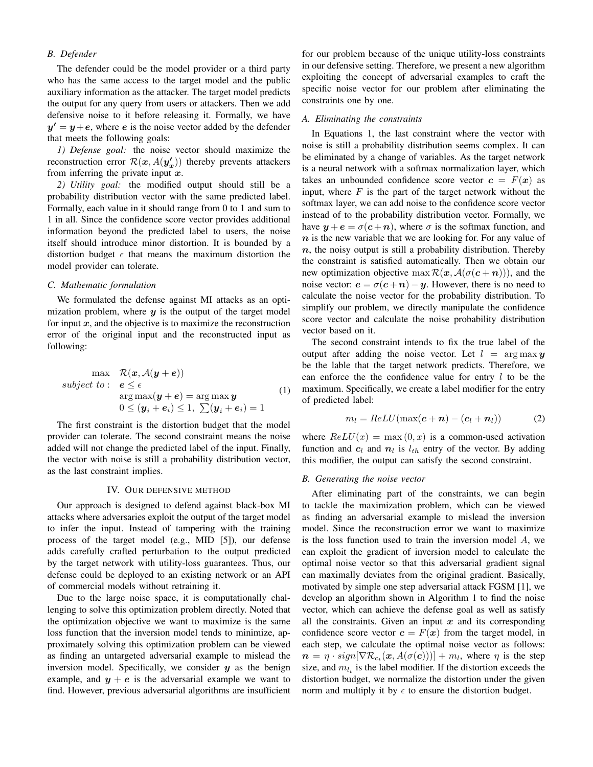### B. Defender

The defender could be the model provider or a third party who has the same access to the target model and the public auxiliary information as the attacker. The target model predicts the output for any query from users or attackers. Then we add defensive noise to it before releasing it. Formally, we have $\boldsymbol{y'} = \boldsymbol{y} + \boldsymbol{e}$, where $\boldsymbol{e}$ is the noise vector added by the defender that meets the following goals:

*1) Defense goal:* the noise vector should maximize the reconstruction error $\mathcal{R}(\boldsymbol{x}, A(\boldsymbol{y'_x}))$ thereby prevents attackers from inferring the private input $\boldsymbol{x}$.

*2) Utility goal:* the modified output should still be a probability distribution vector with the same predicted label. Formally, each value in it should range from 0 to 1 and sum to 1 in all. Since the confidence score vector provides additional information beyond the predicted label to users, the noise itself should introduce minor distortion. It is bounded by a distortion budget $\epsilon$ that means the maximum distortion the model provider can tolerate.

### C. Mathematic formulation

We formulated the defense against MI attacks as an optimization problem, where $\boldsymbol{y}$ is the output of the target model for input $\boldsymbol{x}$, and the objective is to maximize the reconstruction error of the original input and the reconstructed input as following:

$$
\begin{aligned}
\max \quad & \mathcal{R}(\boldsymbol{x}, \mathcal{A}(\boldsymbol{y} + \boldsymbol{e})) \\
subject\ to: \quad & \boldsymbol{e} \leq \epsilon \\
& \arg\max(\boldsymbol{y} + \boldsymbol{e}) = \arg\max \boldsymbol{y} \\
& 0 \leq (\boldsymbol{y}_i + \boldsymbol{e}_i) \leq 1,\ \textstyle\sum(\boldsymbol{y}_i + \boldsymbol{e}_i) = 1
\end{aligned}
\tag{1}
$$

The first constraint is the distortion budget that the model provider can tolerate. The second constraint means the noise added will not change the predicted label of the input. Finally, the vector with noise is still a probability distribution vector, as the last constraint implies.

## IV. Our defensive method

Our approach is designed to defend against black-box MI attacks where adversaries exploit the output of the target model to infer the input. Instead of tampering with the training process of the target model (e.g., MID [5]), our defense adds carefully crafted perturbation to the output predicted by the target network with utility-loss guarantees. Thus, our defense could be deployed to an existing network or an API of commercial models without retraining it.

Due to the large noise space, it is computationally challenging to solve this optimization problem directly. Noted that the optimization objective we want to maximize is the same loss function that the inversion model tends to minimize, approximately solving this optimization problem can be viewed as finding an untargeted adversarial example to mislead the inversion model. Specifically, we consider $\boldsymbol{y}$ as the benign example, and $\boldsymbol{y} + \boldsymbol{e}$ is the adversarial example we want to find. However, previous adversarial algorithms are insufficient for our problem because of the unique utility-loss constraints in our defensive setting. Therefore, we present a new algorithm exploiting the concept of adversarial examples to craft the specific noise vector for our problem after eliminating the constraints one by one.

### A. Eliminating the constraints

In Equations 1, the last constraint where the vector with noise is still a probability distribution seems complex. It can be eliminated by a change of variables. As the target network is a neural network with a softmax normalization layer, which takes an unbounded confidence score vector $\boldsymbol{c} = F(\boldsymbol{x})$ as input, where $F$ is the part of the target network without the softmax layer, we can add noise to the confidence score vector instead of to the probability distribution vector. Formally, we have $\boldsymbol{y} + \boldsymbol{e} = \sigma(\boldsymbol{c} + \boldsymbol{n})$, where $\sigma$ is the softmax function, and $\boldsymbol{n}$ is the new variable that we are looking for. For any value of $\boldsymbol{n}$, the noisy output is still a probability distribution. Thereby the constraint is satisfied automatically. Then we obtain our new optimization objective $\max \mathcal{R}(\boldsymbol{x}, \mathcal{A}(\sigma(\boldsymbol{c} + \boldsymbol{n})))$, and the noise vector: $\boldsymbol{e} = \sigma(\boldsymbol{c} + \boldsymbol{n}) - \boldsymbol{y}$. However, there is no need to calculate the noise vector for the probability distribution. To simplify our problem, we directly manipulate the confidence score vector and calculate the noise probability distribution vector based on it.

The second constraint intends to fix the true label of the output after adding the noise vector. Let $l = \arg\max \boldsymbol{y}$ be the lable that the target network predicts. Therefore, we can enforce the the confidence value for entry $l$ to be the maximum. Specifically, we create a label modifier for the entry of predicted label:

$$
m_l = ReLU(\max(\boldsymbol{c} + \boldsymbol{n}) - (\boldsymbol{c}_l + \boldsymbol{n}_l)) \tag{2}
$$

where $ReLU(x) = \max(0, x)$ is a common-used activation function and $\boldsymbol{c}_l$ and $\boldsymbol{n}_l$ is $l_{th}$ entry of the vector. By adding this modifier, the output can satisfy the second constraint.

### B. Generating the noise vector

After eliminating part of the constraints, we can begin to tackle the maximization problem, which can be viewed as finding an adversarial example to mislead the inversion model. Since the reconstruction error we want to maximize is the loss function used to train the inversion model $A$, we can exploit the gradient of inversion model to calculate the optimal noise vector so that this adversarial gradient signal can maximally deviates from the original gradient. Basically, motivated by simple one step adversarial attack FGSM [1], we develop an algorithm shown in Algorithm 1 to find the noise vector, which can achieve the defense goal as well as satisfy all the constraints. Given an input $\boldsymbol{x}$ and its corresponding confidence score vector $\boldsymbol{c} = F(\boldsymbol{x})$ from the target model, in each step, we calculate the optimal noise vector as follows: $\boldsymbol{n} = \eta \cdot sign[\nabla \mathcal{R}_{c_t}(\boldsymbol{x}, A(\sigma(\boldsymbol{c})))] + m_l$, where $\eta$ is the step size, and $m_{l_t}$ is the label modifier. If the distortion exceeds the distortion budget, we normalize the distortion under the given norm and multiply it by $\epsilon$ to ensure the distortion budget.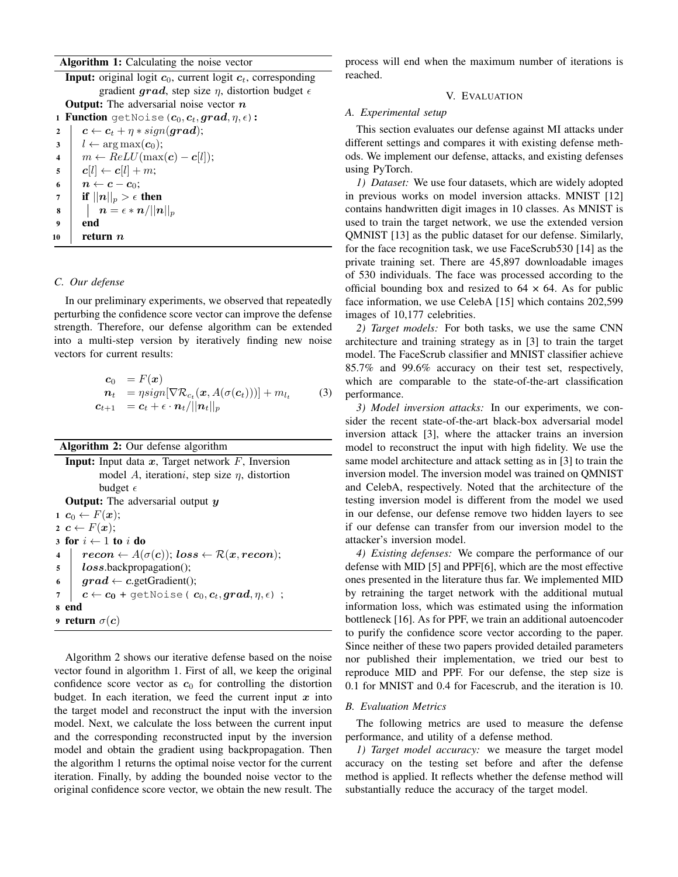**Algorithm 1:** Calculating the noise vector

**Input:** original logit $\boldsymbol{c}_0$, current logit $\boldsymbol{c}_t$, corresponding gradient $\boldsymbol{grad}$, step size $\eta$, distortion budget $\epsilon$

**Output:** The adversarial noise vector $\boldsymbol{n}$

```
1  Function getNoise(c_0, c_t, grad, η, ε):
2      c ← c_t + η * sign(grad);
3      l ← arg max(c_0);
4      m ← ReLU(max(c) − c[l]);
5      c[l] ← c[l] + m;
6      n ← c − c_0;
7      if ||n||_p > ε then
8          n = ε * n/||n||_p
9      end
10     return n
```

### C. Our defense

In our preliminary experiments, we observed that repeatedly perturbing the confidence score vector can improve the defense strength. Therefore, our defense algorithm can be extended into a multi-step version by iteratively finding new noise vectors for current results:

$$
\begin{aligned}
\boldsymbol{c}_0 &= F(\boldsymbol{x}) \\
\boldsymbol{n}_t &= \eta sign[\nabla \mathcal{R}_{c_t}(\boldsymbol{x}, A(\sigma(\boldsymbol{c}_t)))] + m_{l_t} \\
\boldsymbol{c}_{t+1} &= \boldsymbol{c}_t + \epsilon \cdot \boldsymbol{n}_t / ||\boldsymbol{n}_t||_p
\end{aligned}
\tag{3}
$$

**Algorithm 2:** Our defense algorithm

**Input:** Input data $\boldsymbol{x}$, Target network $F$, Inversion model $A$, iteration$i$, step size $\eta$, distortion budget $\epsilon$

**Output:** The adversarial output $\boldsymbol{y}$

```
1  c_0 ← F(x);
2  c ← F(x);
3  for i ← 1 to i do
4      recon ← A(σ(c)); loss ← R(x, recon);
5      loss.backpropagation();
6      grad ← c.getGradient();
7      c ← c_0 + getNoise( c_0, c_t, grad, η, ε) ;
8  end
9  return σ(c)
```

Algorithm 2 shows our iterative defense based on the noise vector found in algorithm 1. First of all, we keep the original confidence score vector as $\boldsymbol{c}_0$ for controlling the distortion budget. In each iteration, we feed the current input $\boldsymbol{x}$ into the target model and reconstruct the input with the inversion model. Next, we calculate the loss between the current input and the corresponding reconstructed input by the inversion model and obtain the gradient using backpropagation. Then the algorithm 1 returns the optimal noise vector for the current iteration. Finally, by adding the bounded noise vector to the original confidence score vector, we obtain the new result. The process will end when the maximum number of iterations is reached.

## V. Evaluation

### A. Experimental setup

This section evaluates our defense against MI attacks under different settings and compares it with existing defense methods. We implement our defense, attacks, and existing defenses using PyTorch.

*1) Dataset:* We use four datasets, which are widely adopted in previous works on model inversion attacks. MNIST [12] contains handwritten digit images in 10 classes. As MNIST is used to train the target network, we use the extended version QMNIST [13] as the public dataset for our defense. Similarly, for the face recognition task, we use FaceScrub530 [14] as the private training set. There are 45,897 downloadable images of 530 individuals. The face was processed according to the official bounding box and resized to 64 × 64. As for public face information, we use CelebA [15] which contains 202,599 images of 10,177 celebrities.

*2) Target models:* For both tasks, we use the same CNN architecture and training strategy as in [3] to train the target model. The FaceScrub classifier and MNIST classifier achieve 85.7% and 99.6% accuracy on their test set, respectively, which are comparable to the state-of-the-art classification performance.

*3) Model inversion attacks:* In our experiments, we consider the recent state-of-the-art black-box adversarial model inversion attack [3], where the attacker trains an inversion model to reconstruct the input with high fidelity. We use the same model architecture and attack setting as in [3] to train the inversion model. The inversion model was trained on QMNIST and CelebA, respectively. Noted that the architecture of the testing inversion model is different from the model we used in our defense, our defense remove two hidden layers to see if our defense can transfer from our inversion model to the attacker's inversion model.

*4) Existing defenses:* We compare the performance of our defense with MID [5] and PPF[6], which are the most effective ones presented in the literature thus far. We implemented MID by retraining the target network with the additional mutual information loss, which was estimated using the information bottleneck [16]. As for PPF, we train an additional autoencoder to purify the confidence score vector according to the paper. Since neither of these two papers provided detailed parameters nor published their implementation, we tried our best to reproduce MID and PPF. For our defense, the step size is 0.1 for MNIST and 0.4 for Facescrub, and the iteration is 10.

### B. Evaluation Metrics

The following metrics are used to measure the defense performance, and utility of a defense method.

*1) Target model accuracy:* we measure the target model accuracy on the testing set before and after the defense method is applied. It reflects whether the defense method will substantially reduce the accuracy of the target model.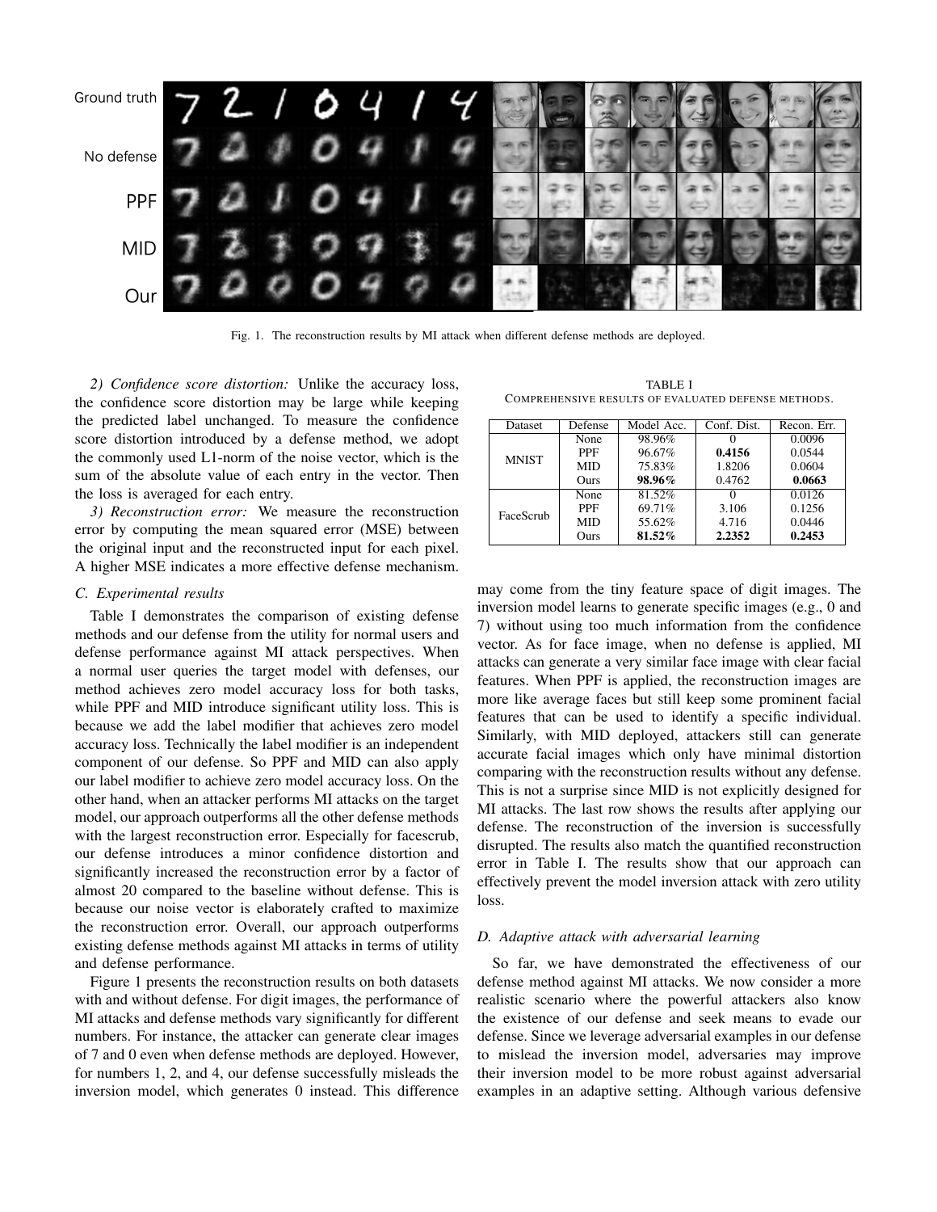Ground truth

No defense

PPF

MID

Our

Fig. 1. The reconstruction results by MI attack when different defense methods are deployed.

*2) Confidence score distortion:* Unlike the accuracy loss, the confidence score distortion may be large while keeping the predicted label unchanged. To measure the confidence score distortion introduced by a defense method, we adopt the commonly used L1-norm of the noise vector, which is the sum of the absolute value of each entry in the vector. Then the loss is averaged for each entry.

*3) Reconstruction error:* We measure the reconstruction error by computing the mean squared error (MSE) between the original input and the reconstructed input for each pixel. A higher MSE indicates a more effective defense mechanism.

### C. Experimental results

Table I demonstrates the comparison of existing defense methods and our defense from the utility for normal users and defense performance against MI attack perspectives. When a normal user queries the target model with defenses, our method achieves zero model accuracy loss for both tasks, while PPF and MID introduce significant utility loss. This is because we add the label modifier that achieves zero model accuracy loss. Technically the label modifier is an independent component of our defense. So PPF and MID can also apply our label modifier to achieve zero model accuracy loss. On the other hand, when an attacker performs MI attacks on the target model, our approach outperforms all the other defense methods with the largest reconstruction error. Especially for facescrub, our defense introduces a minor confidence distortion and significantly increased the reconstruction error by a factor of almost 20 compared to the baseline without defense. This is because our noise vector is elaborately crafted to maximize the reconstruction error. Overall, our approach outperforms existing defense methods against MI attacks in terms of utility and defense performance.

Figure 1 presents the reconstruction results on both datasets with and without defense. For digit images, the performance of MI attacks and defense methods vary significantly for different numbers. For instance, the attacker can generate clear images of 7 and 0 even when defense methods are deployed. However, for numbers 1, 2, and 4, our defense successfully misleads the inversion model, which generates 0 instead. This difference may come from the tiny feature space of digit images. The inversion model learns to generate specific images (e.g., 0 and 7) without using too much information from the confidence vector. As for face image, when no defense is applied, MI attacks can generate a very similar face image with clear facial features. When PPF is applied, the reconstruction images are more like average faces but still keep some prominent facial features that can be used to identify a specific individual. Similarly, with MID deployed, attackers still can generate accurate facial images which only have minimal distortion comparing with the reconstruction results without any defense. This is not a surprise since MID is not explicitly designed for MI attacks. The last row shows the results after applying our defense. The reconstruction of the inversion is successfully disrupted. The results also match the quantified reconstruction error in Table I. The results show that our approach can effectively prevent the model inversion attack with zero utility loss.

TABLE I
COMPREHENSIVE RESULTS OF EVALUATED DEFENSE METHODS.

| Dataset | Defense | Model Acc. | Conf. Dist. | Recon. Err. |
|---|---|---|---|---|
| MNIST | None | 98.96% | 0 | 0.0096 |
| | PPF | 96.67% | **0.4156** | 0.0544 |
| | MID | 75.83% | 1.8206 | 0.0604 |
| | Ours | **98.96%** | 0.4762 | **0.0663** |
| FaceScrub | None | 81.52% | 0 | 0.0126 |
| | PPF | 69.71% | 3.106 | 0.1256 |
| | MID | 55.62% | 4.716 | 0.0446 |
| | Ours | **81.52%** | **2.2352** | **0.2453** |

### D. Adaptive attack with adversarial learning

So far, we have demonstrated the effectiveness of our defense method against MI attacks. We now consider a more realistic scenario where the powerful attackers also know the existence of our defense and seek means to evade our defense. Since we leverage adversarial examples in our defense to mislead the inversion model, adversaries may improve their inversion model to be more robust against adversarial examples in an adaptive setting. Although various defensive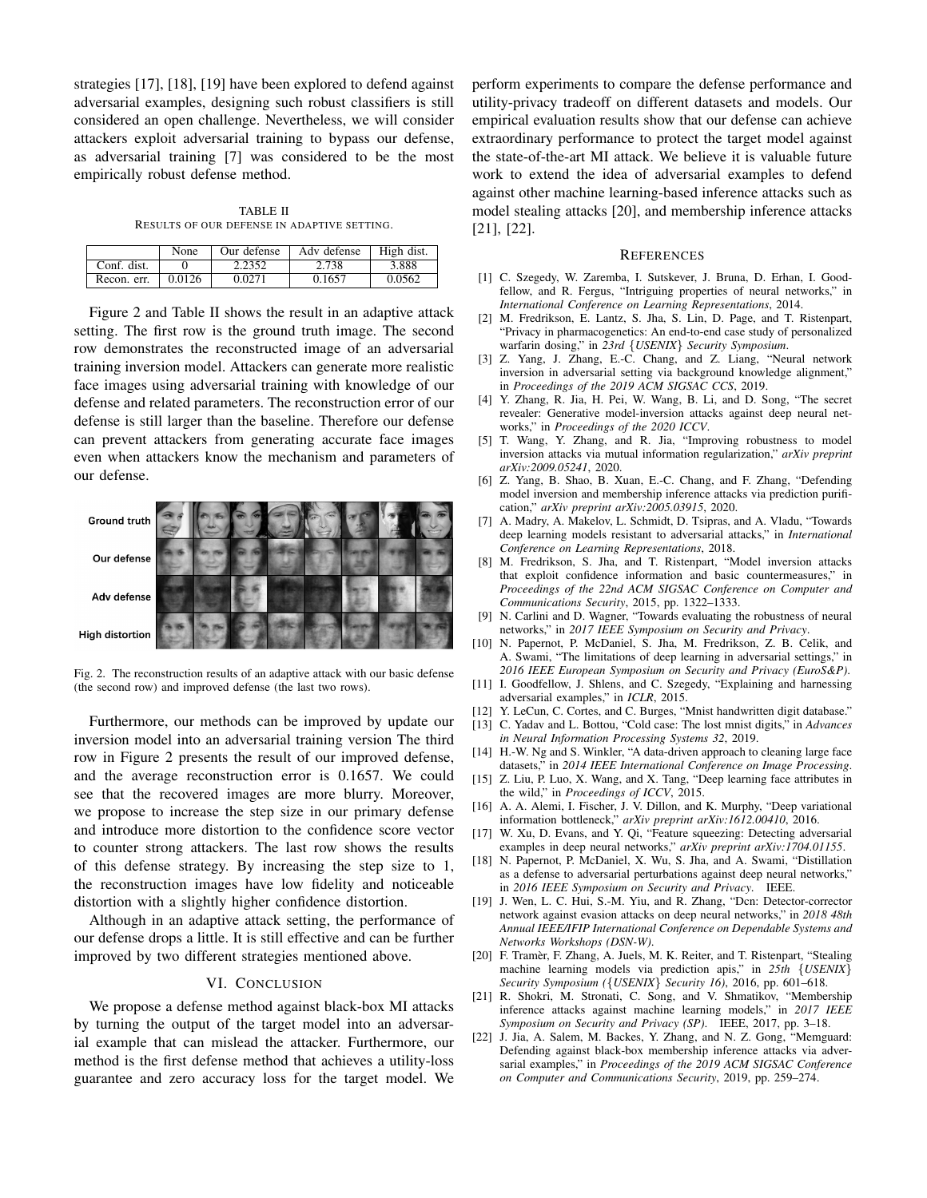strategies [17], [18], [19] have been explored to defend against adversarial examples, designing such robust classifiers is still considered an open challenge. Nevertheless, we will consider attackers exploit adversarial training to bypass our defense, as adversarial training [7] was considered to be the most empirically robust defense method.

TABLE II
RESULTS OF OUR DEFENSE IN ADAPTIVE SETTING.

| | None | Our defense | Adv defense | High dist. |
|---|---|---|---|---|
| Conf. dist. | 0 | 2.2352 | 2.738 | 3.888 |
| Recon. err. | 0.0126 | 0.0271 | 0.1657 | 0.0562 |

Figure 2 and Table II shows the result in an adaptive attack setting. The first row is the ground truth image. The second row demonstrates the reconstructed image of an adversarial training inversion model. Attackers can generate more realistic face images using adversarial training with knowledge of our defense and related parameters. The reconstruction error of our defense is still larger than the baseline. Therefore our defense can prevent attackers from generating accurate face images even when attackers know the mechanism and parameters of our defense.

Ground truth
Our defense
Adv defense
High distortion

Fig. 2. The reconstruction results of an adaptive attack with our basic defense (the second row) and improved defense (the last two rows).

Furthermore, our methods can be improved by update our inversion model into an adversarial training version The third row in Figure 2 presents the result of our improved defense, and the average reconstruction error is 0.1657. We could see that the recovered images are more blurry. Moreover, we propose to increase the step size in our primary defense and introduce more distortion to the confidence score vector to counter strong attackers. The last row shows the results of this defense strategy. By increasing the step size to 1, the reconstruction images have low fidelity and noticeable distortion with a slightly higher confidence distortion.

Although in an adaptive attack setting, the performance of our defense drops a little. It is still effective and can be further improved by two different strategies mentioned above.

## VI. Conclusion

We propose a defense method against black-box MI attacks by turning the output of the target model into an adversarial example that can mislead the attacker. Furthermore, our method is the first defense method that achieves a utility-loss guarantee and zero accuracy loss for the target model. We perform experiments to compare the defense performance and utility-privacy tradeoff on different datasets and models. Our empirical evaluation results show that our defense can achieve extraordinary performance to protect the target model against the state-of-the-art MI attack. We believe it is valuable future work to extend the idea of adversarial examples to defend against other machine learning-based inference attacks such as model stealing attacks [20], and membership inference attacks [21], [22].

## References

[1] C. Szegedy, W. Zaremba, I. Sutskever, J. Bruna, D. Erhan, I. Goodfellow, and R. Fergus, "Intriguing properties of neural networks," in *International Conference on Learning Representations*, 2014.

[2] M. Fredrikson, E. Lantz, S. Jha, S. Lin, D. Page, and T. Ristenpart, "Privacy in pharmacogenetics: An end-to-end case study of personalized warfarin dosing," in *23rd {USENIX} Security Symposium*.

[3] Z. Yang, J. Zhang, E.-C. Chang, and Z. Liang, "Neural network inversion in adversarial setting via background knowledge alignment," in *Proceedings of the 2019 ACM SIGSAC CCS*, 2019.

[4] Y. Zhang, R. Jia, H. Pei, W. Wang, B. Li, and D. Song, "The secret revealer: Generative model-inversion attacks against deep neural networks," in *Proceedings of the 2020 ICCV*.

[5] T. Wang, Y. Zhang, and R. Jia, "Improving robustness to model inversion attacks via mutual information regularization," *arXiv preprint arXiv:2009.05241*, 2020.

[6] Z. Yang, B. Shao, B. Xuan, E.-C. Chang, and F. Zhang, "Defending model inversion and membership inference attacks via prediction purification," *arXiv preprint arXiv:2005.03915*, 2020.

[7] A. Madry, A. Makelov, L. Schmidt, D. Tsipras, and A. Vladu, "Towards deep learning models resistant to adversarial attacks," in *International Conference on Learning Representations*, 2018.

[8] M. Fredrikson, S. Jha, and T. Ristenpart, "Model inversion attacks that exploit confidence information and basic countermeasures," in *Proceedings of the 22nd ACM SIGSAC Conference on Computer and Communications Security*, 2015, pp. 1322–1333.

[9] N. Carlini and D. Wagner, "Towards evaluating the robustness of neural networks," in *2017 IEEE Symposium on Security and Privacy*.

[10] N. Papernot, P. McDaniel, S. Jha, M. Fredrikson, Z. B. Celik, and A. Swami, "The limitations of deep learning in adversarial settings," in *2016 IEEE European Symposium on Security and Privacy (EuroS&P)*.

[11] I. Goodfellow, J. Shlens, and C. Szegedy, "Explaining and harnessing adversarial examples," in *ICLR*, 2015.

[12] Y. LeCun, C. Cortes, and C. Burges, "Mnist handwritten digit database."

[13] C. Yadav and L. Bottou, "Cold case: The lost mnist digits," in *Advances in Neural Information Processing Systems 32*, 2019.

[14] H.-W. Ng and S. Winkler, "A data-driven approach to cleaning large face datasets," in *2014 IEEE International Conference on Image Processing*.

[15] Z. Liu, P. Luo, X. Wang, and X. Tang, "Deep learning face attributes in the wild," in *Proceedings of ICCV*, 2015.

[16] A. A. Alemi, I. Fischer, J. V. Dillon, and K. Murphy, "Deep variational information bottleneck," *arXiv preprint arXiv:1612.00410*, 2016.

[17] W. Xu, D. Evans, and Y. Qi, "Feature squeezing: Detecting adversarial examples in deep neural networks," *arXiv preprint arXiv:1704.01155*.

[18] N. Papernot, P. McDaniel, X. Wu, S. Jha, and A. Swami, "Distillation as a defense to adversarial perturbations against deep neural networks," in *2016 IEEE Symposium on Security and Privacy*. IEEE.

[19] J. Wen, L. C. Hui, S.-M. Yiu, and R. Zhang, "Dcn: Detector-corrector network against evasion attacks on deep neural networks," in *2018 48th Annual IEEE/IFIP International Conference on Dependable Systems and Networks Workshops (DSN-W)*.

[20] F. Tramèr, F. Zhang, A. Juels, M. K. Reiter, and T. Ristenpart, "Stealing machine learning models via prediction apis," in *25th {USENIX} Security Symposium ({USENIX} Security 16)*, 2016, pp. 601–618.

[21] R. Shokri, M. Stronati, C. Song, and V. Shmatikov, "Membership inference attacks against machine learning models," in *2017 IEEE Symposium on Security and Privacy (SP)*. IEEE, 2017, pp. 3–18.

[22] J. Jia, A. Salem, M. Backes, Y. Zhang, and N. Z. Gong, "Memguard: Defending against black-box membership inference attacks via adversarial examples," in *Proceedings of the 2019 ACM SIGSAC Conference on Computer and Communications Security*, 2019, pp. 259–274.